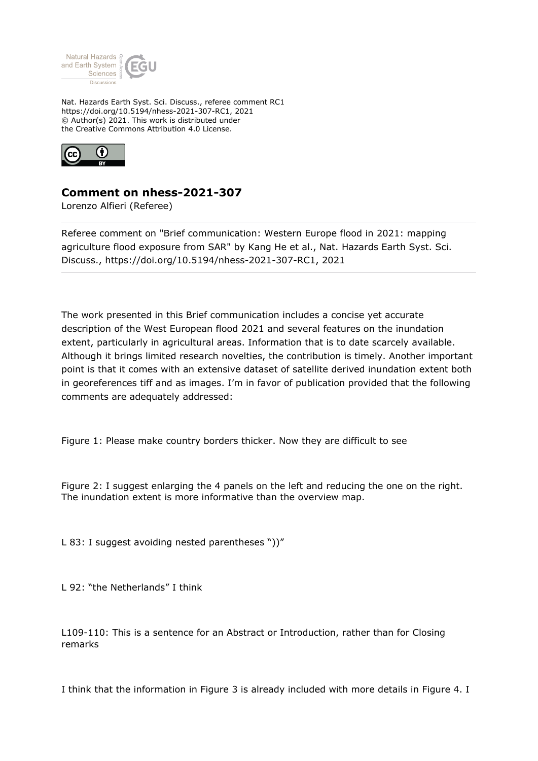Nat. Hazards Earth Syst. Sci. Discuss., referee comment RC1
https://doi.org/10.5194/nhess-2021-307-RC1, 2021
© Author(s) 2021. This work is distributed under
the Creative Commons Attribution 4.0 License.

## Comment on nhess-2021-307

Lorenzo Alfieri (Referee)

Referee comment on "Brief communication: Western Europe flood in 2021: mapping agriculture flood exposure from SAR" by Kang He et al., Nat. Hazards Earth Syst. Sci. Discuss., https://doi.org/10.5194/nhess-2021-307-RC1, 2021

The work presented in this Brief communication includes a concise yet accurate description of the West European flood 2021 and several features on the inundation extent, particularly in agricultural areas. Information that is to date scarcely available. Although it brings limited research novelties, the contribution is timely. Another important point is that it comes with an extensive dataset of satellite derived inundation extent both in georeferences tiff and as images. I'm in favor of publication provided that the following comments are adequately addressed:

Figure 1: Please make country borders thicker. Now they are difficult to see

Figure 2: I suggest enlarging the 4 panels on the left and reducing the one on the right. The inundation extent is more informative than the overview map.

L 83: I suggest avoiding nested parentheses "))"

L 92: "the Netherlands" I think

L109-110: This is a sentence for an Abstract or Introduction, rather than for Closing remarks

I think that the information in Figure 3 is already included with more details in Figure 4. I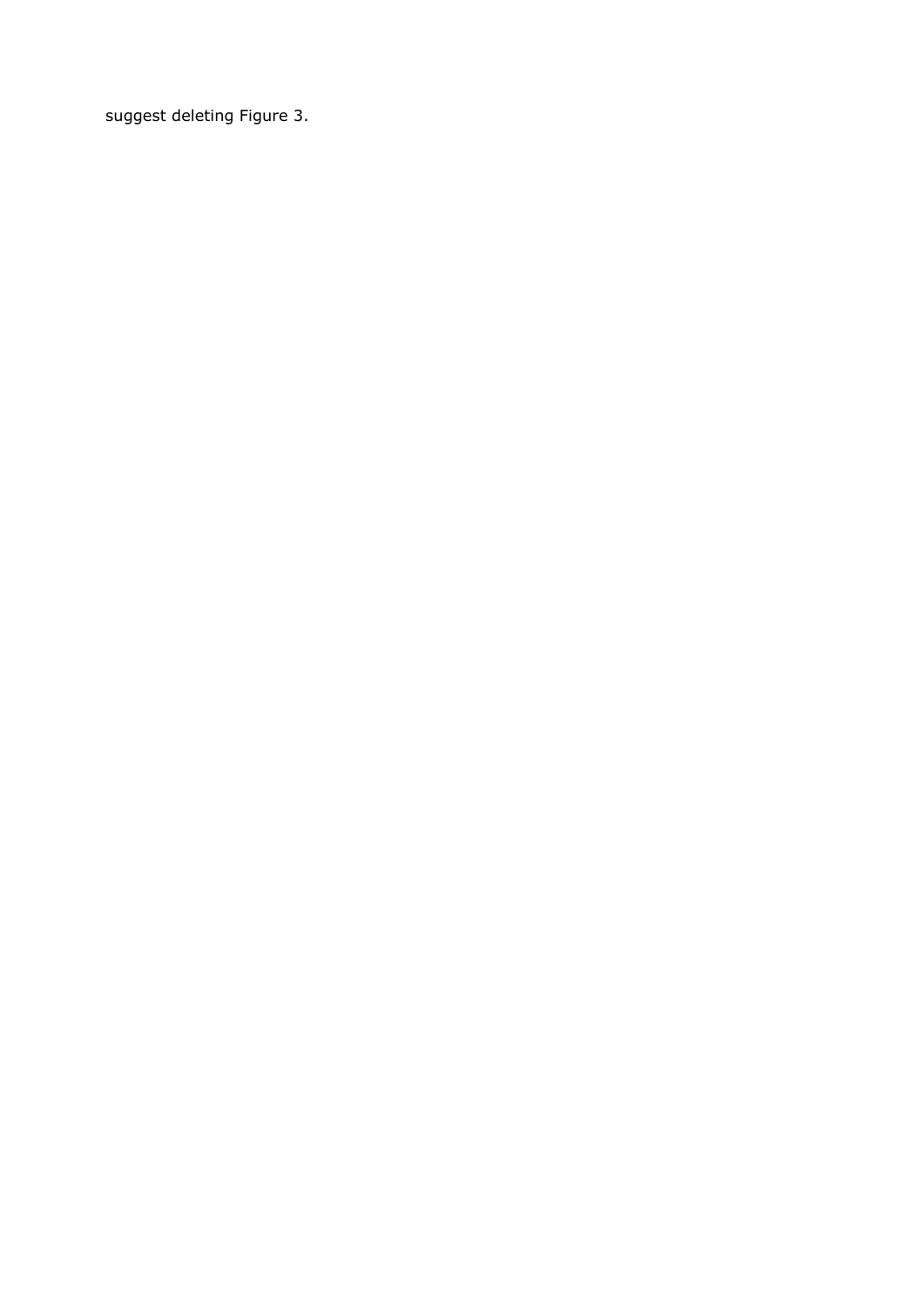suggest deleting Figure 3.